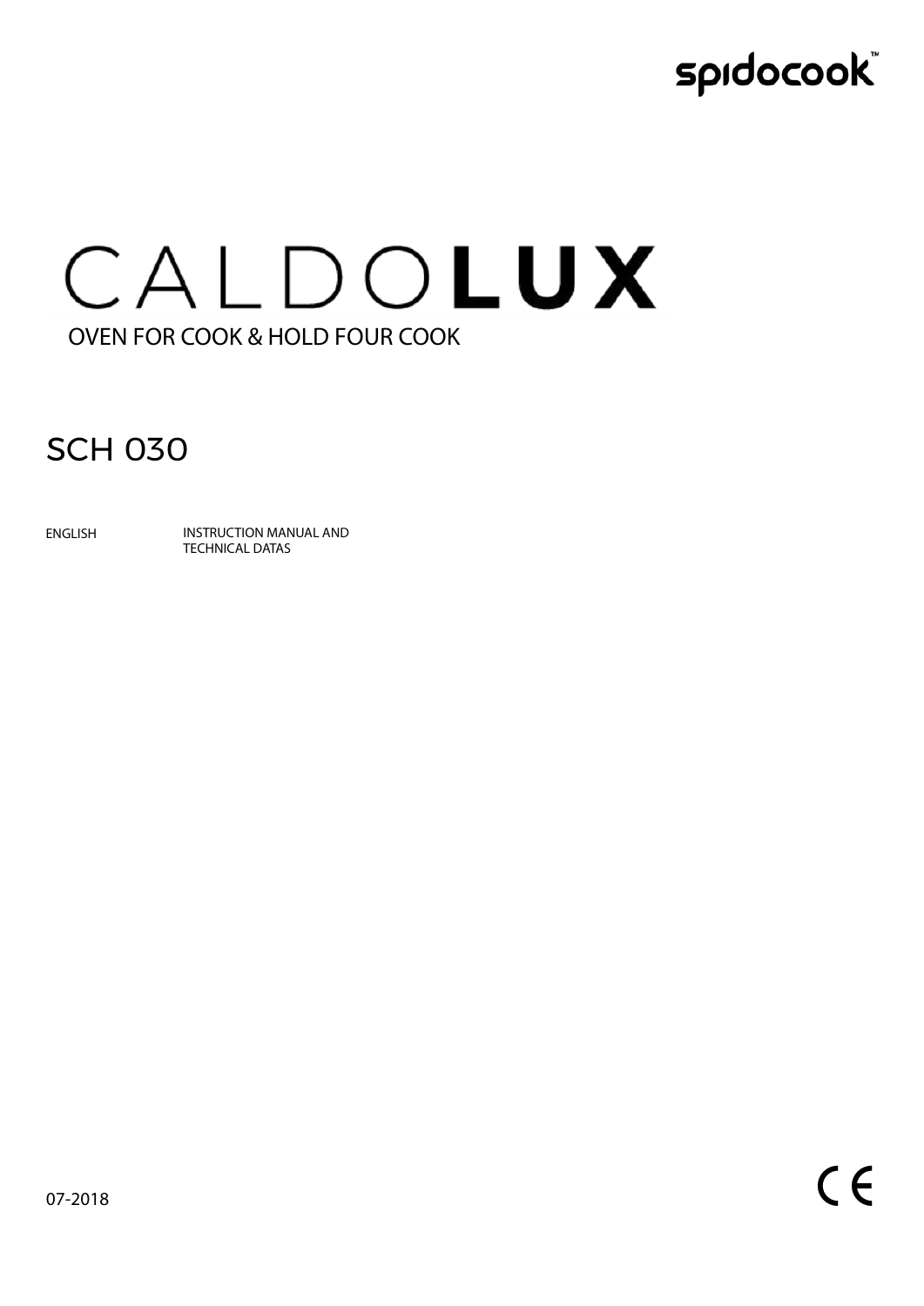spidocook™

# CALDOLUX

OVEN FOR COOK & HOLD FOUR COOK

## SCH 030

ENGLISH

INSTRUCTION MANUAL AND TECHNICAL DATAS

07-2018

CE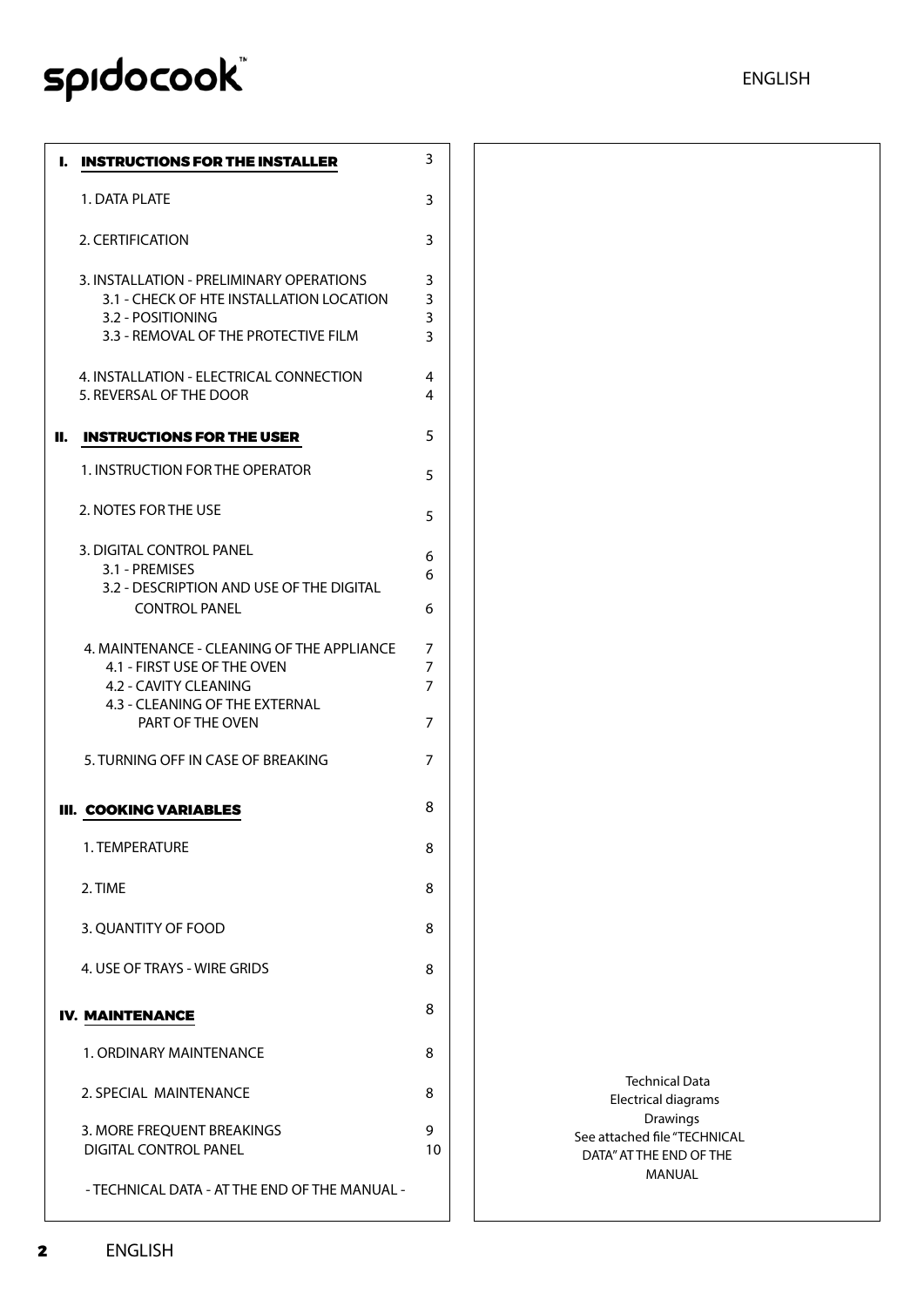spidocook™

| | |
|---|---|
| **I. INSTRUCTIONS FOR THE INSTALLER** | 3 |
| 1. DATA PLATE | 3 |
| 2. CERTIFICATION | 3 |
| 3. INSTALLATION - PRELIMINARY OPERATIONS | 3 |
| 3.1 - CHECK OF HTE INSTALLATION LOCATION | 3 |
| 3.2 - POSITIONING | 3 |
| 3.3 - REMOVAL OF THE PROTECTIVE FILM | 3 |
| 4. INSTALLATION - ELECTRICAL CONNECTION | 4 |
| 5. REVERSAL OF THE DOOR | 4 |
| **II. INSTRUCTIONS FOR THE USER** | 5 |
| 1. INSTRUCTION FOR THE OPERATOR | 5 |
| 2. NOTES FOR THE USE | 5 |
| 3. DIGITAL CONTROL PANEL | 6 |
| 3.1 - PREMISES | 6 |
| 3.2 - DESCRIPTION AND USE OF THE DIGITAL CONTROL PANEL | 6 |
| 4. MAINTENANCE - CLEANING OF THE APPLIANCE | 7 |
| 4.1 - FIRST USE OF THE OVEN | 7 |
| 4.2 - CAVITY CLEANING | 7 |
| 4.3 - CLEANING OF THE EXTERNAL PART OF THE OVEN | 7 |
| 5. TURNING OFF IN CASE OF BREAKING | 7 |
| **III. COOKING VARIABLES** | 8 |
| 1. TEMPERATURE | 8 |
| 2. TIME | 8 |
| 3. QUANTITY OF FOOD | 8 |
| 4. USE OF TRAYS - WIRE GRIDS | 8 |
| **IV. MAINTENANCE** | 8 |
| 1. ORDINARY MAINTENANCE | 8 |
| 2. SPECIAL MAINTENANCE | 8 |
| 3. MORE FREQUENT BREAKINGS | 9 |
| DIGITAL CONTROL PANEL | 10 |
| - TECHNICAL DATA - AT THE END OF THE MANUAL - | |

Technical Data
Electrical diagrams
Drawings
See attached file "TECHNICAL DATA" AT THE END OF THE MANUAL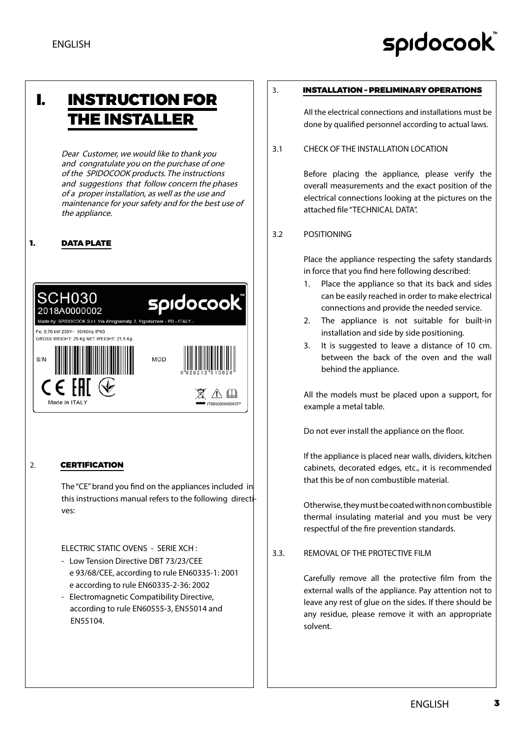# I. INSTRUCTION FOR THE INSTALLER

*Dear Customer, we would like to thank you and congratulate you on the purchase of one of the SPIDOCOOK products. The instructions and suggestions that follow concern the phases of a proper installation, as well as the use and maintenance for your safety and for the best use of the appliance.*

## 1. DATA PLATE

SCH030
2018A0000002
spidocook™
Made by: SPIDOCOOK S.r.l. Via Artogoamatp 2, Vigodarzere - PD - ITALY -
Pe: 0,76 kW 230V~ 50/60Hz IPX3
GROSS WEIGHT: 25 Kg NET WEIGHT: 21.5 Kg
S/N
MOD
8 029212 015626
Made in ITALY
IT08020000000377

## 2. CERTIFICATION

The "CE" brand you find on the appliances included in this instructions manual refers to the following directives:

ELECTRIC STATIC OVENS - SERIE XCH :

- Low Tension Directive DBT 73/23/CEE e 93/68/CEE, according to rule EN60335-1: 2001 e according to rule EN60335-2-36: 2002
- Electromagnetic Compatibility Directive, according to rule EN60555-3, EN55014 and EN55104.

## 3. INSTALLATION – PRELIMINARY OPERATIONS

All the electrical connections and installations must be done by qualified personnel according to actual laws.

### 3.1 CHECK OF THE INSTALLATION LOCATION

Before placing the appliance, please verify the overall measurements and the exact position of the electrical connections looking at the pictures on the attached file "TECHNICAL DATA".

### 3.2 POSITIONING

Place the appliance respecting the safety standards in force that you find here following described:

1. Place the appliance so that its back and sides can be easily reached in order to make electrical connections and provide the needed service.
2. The appliance is not suitable for built-in installation and side by side positioning.
3. It is suggested to leave a distance of 10 cm. between the back of the oven and the wall behind the appliance.

All the models must be placed upon a support, for example a metal table.

Do not ever install the appliance on the floor.

If the appliance is placed near walls, dividers, kitchen cabinets, decorated edges, etc., it is recommended that this be of non combustible material.

Otherwise, they must be coated with non combustible thermal insulating material and you must be very respectful of the fire prevention standards.

### 3.3. REMOVAL OF THE PROTECTIVE FILM

Carefully remove all the protective film from the external walls of the appliance. Pay attention not to leave any rest of glue on the sides. If there should be any residue, please remove it with an appropriate solvent.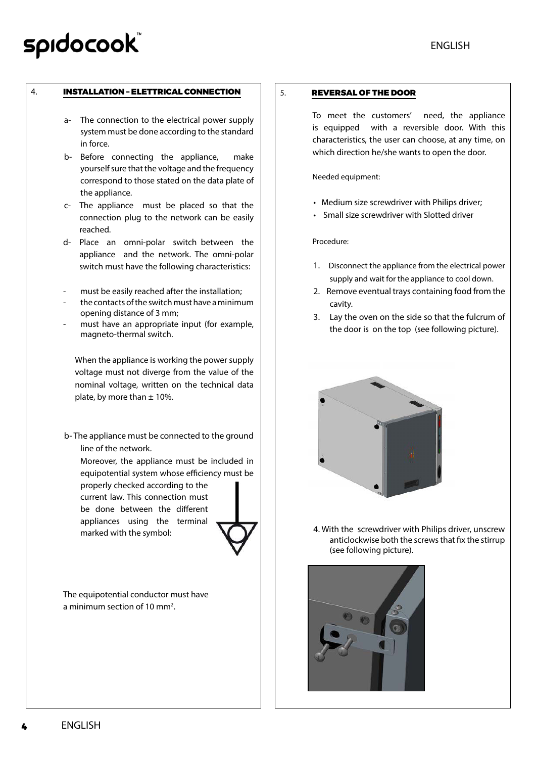## 4. INSTALLATION – ELETTRICAL CONNECTION

a- The connection to the electrical power supply system must be done according to the standard in force.

b- Before connecting the appliance, make yourself sure that the voltage and the frequency correspond to those stated on the data plate of the appliance.

c- The appliance must be placed so that the connection plug to the network can be easily reached.

d- Place an omni-polar switch between the appliance and the network. The omni-polar switch must have the following characteristics:

- must be easily reached after the installation;
- the contacts of the switch must have a minimum opening distance of 3 mm;
- must have an appropriate input (for example, magneto-thermal switch.

When the appliance is working the power supply voltage must not diverge from the value of the nominal voltage, written on the technical data plate, by more than ± 10%.

b- The appliance must be connected to the ground line of the network.

Moreover, the appliance must be included in equipotential system whose efficiency must be properly checked according to the current law. This connection must be done between the different appliances using the terminal marked with the symbol:

The equipotential conductor must have a minimum section of 10 mm$^2$.

## 5. REVERSAL OF THE DOOR

To meet the customers' need, the appliance is equipped with a reversible door. With this characteristics, the user can choose, at any time, on which direction he/she wants to open the door.

Needed equipment:

- Medium size screwdriver with Philips driver;
- Small size screwdriver with Slotted driver

Procedure:

1. Disconnect the appliance from the electrical power supply and wait for the appliance to cool down.
2. Remove eventual trays containing food from the cavity.
3. Lay the oven on the side so that the fulcrum of the door is on the top (see following picture).
4. With the screwdriver with Philips driver, unscrew anticlockwise both the screws that fix the stirrup (see following picture).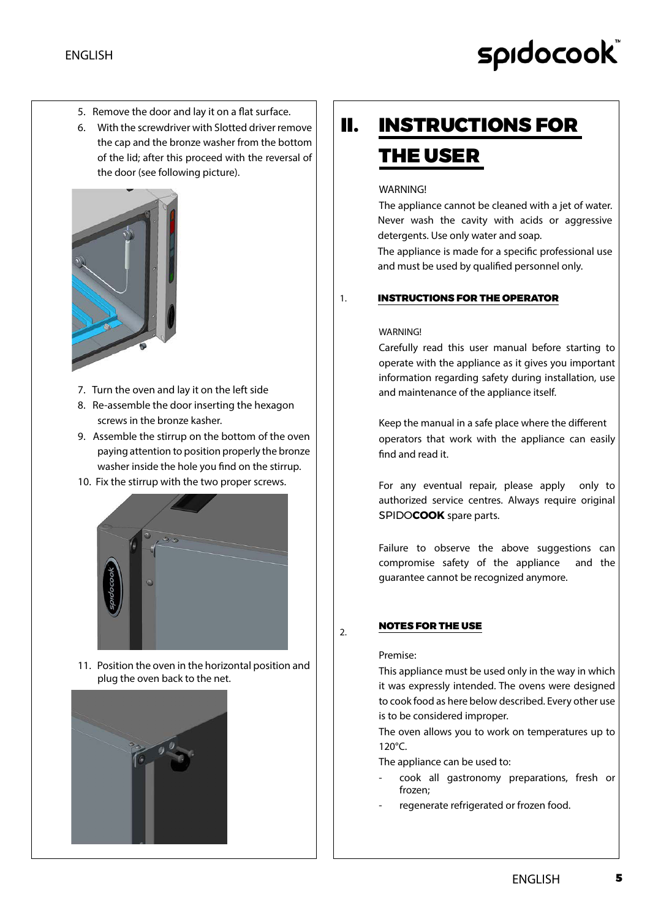5. Remove the door and lay it on a flat surface.
6. With the screwdriver with Slotted driver remove the cap and the bronze washer from the bottom of the lid; after this proceed with the reversal of the door (see following picture).

7. Turn the oven and lay it on the left side
8. Re-assemble the door inserting the hexagon screws in the bronze kasher.
9. Assemble the stirrup on the bottom of the oven paying attention to position properly the bronze washer inside the hole you find on the stirrup.
10. Fix the stirrup with the two proper screws.

11. Position the oven in the horizontal position and plug the oven back to the net.

# II. INSTRUCTIONS FOR THE USER

WARNING!

The appliance cannot be cleaned with a jet of water. Never wash the cavity with acids or aggressive detergents. Use only water and soap.

The appliance is made for a specific professional use and must be used by qualified personnel only.

## 1. INSTRUCTIONS FOR THE OPERATOR

WARNING!

Carefully read this user manual before starting to operate with the appliance as it gives you important information regarding safety during installation, use and maintenance of the appliance itself.

Keep the manual in a safe place where the different operators that work with the appliance can easily find and read it.

For any eventual repair, please apply only to authorized service centres. Always require original SPIDO**COOK** spare parts.

Failure to observe the above suggestions can compromise safety of the appliance and the guarantee cannot be recognized anymore.

## 2. NOTES FOR THE USE

Premise:

This appliance must be used only in the way in which it was expressly intended. The ovens were designed to cook food as here below described. Every other use is to be considered improper.

The oven allows you to work on temperatures up to 120°C.

The appliance can be used to:

- cook all gastronomy preparations, fresh or frozen;
- regenerate refrigerated or frozen food.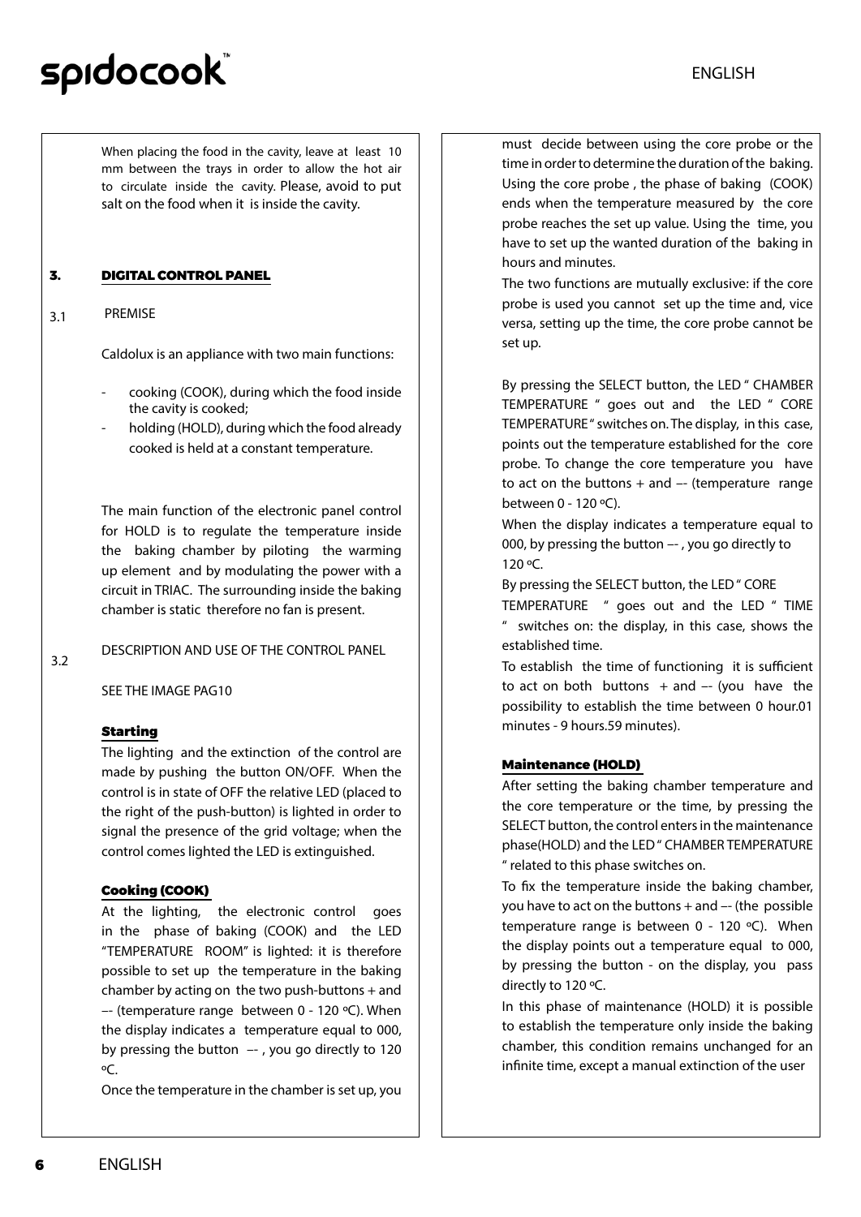When placing the food in the cavity, leave at least 10 mm between the trays in order to allow the hot air to circulate inside the cavity. Please, avoid to put salt on the food when it is inside the cavity.

## 3. DIGITAL CONTROL PANEL

### 3.1 PREMISE

Caldolux is an appliance with two main functions:

- cooking (COOK), during which the food inside the cavity is cooked;
- holding (HOLD), during which the food already cooked is held at a constant temperature.

The main function of the electronic panel control for HOLD is to regulate the temperature inside the baking chamber by piloting the warming up element and by modulating the power with a circuit in TRIAC. The surrounding inside the baking chamber is static therefore no fan is present.

### 3.2 DESCRIPTION AND USE OF THE CONTROL PANEL

SEE THE IMAGE PAG10

**Starting**

The lighting and the extinction of the control are made by pushing the button ON/OFF. When the control is in state of OFF the relative LED (placed to the right of the push-button) is lighted in order to signal the presence of the grid voltage; when the control comes lighted the LED is extinguished.

**Cooking (COOK)**

At the lighting, the electronic control goes in the phase of baking (COOK) and the LED "TEMPERATURE ROOM" is lighted: it is therefore possible to set up the temperature in the baking chamber by acting on the two push-buttons + and –- (temperature range between 0 - 120 ºC). When the display indicates a temperature equal to 000, by pressing the button –- , you go directly to 120 ºC.

Once the temperature in the chamber is set up, you must decide between using the core probe or the time in order to determine the duration of the baking. Using the core probe , the phase of baking (COOK) ends when the temperature measured by the core probe reaches the set up value. Using the time, you have to set up the wanted duration of the baking in hours and minutes.

The two functions are mutually exclusive: if the core probe is used you cannot set up the time and, vice versa, setting up the time, the core probe cannot be set up.

By pressing the SELECT button, the LED " CHAMBER TEMPERATURE " goes out and the LED " CORE TEMPERATURE" switches on. The display, in this case, points out the temperature established for the core probe. To change the core temperature you have to act on the buttons + and –- (temperature range between 0 - 120 ºC).

When the display indicates a temperature equal to 000, by pressing the button –- , you go directly to 120 ºC.

By pressing the SELECT button, the LED " CORE TEMPERATURE " goes out and the LED " TIME " switches on: the display, in this case, shows the established time.

To establish the time of functioning it is sufficient to act on both buttons + and –- (you have the possibility to establish the time between 0 hour.01 minutes - 9 hours.59 minutes).

**Maintenance (HOLD)**

After setting the baking chamber temperature and the core temperature or the time, by pressing the SELECT button, the control enters in the maintenance phase(HOLD) and the LED " CHAMBER TEMPERATURE " related to this phase switches on.

To fix the temperature inside the baking chamber, you have to act on the buttons + and –- (the possible temperature range is between 0 - 120 ºC). When the display points out a temperature equal to 000, by pressing the button - on the display, you pass directly to 120 ºC.

In this phase of maintenance (HOLD) it is possible to establish the temperature only inside the baking chamber, this condition remains unchanged for an infinite time, except a manual extinction of the user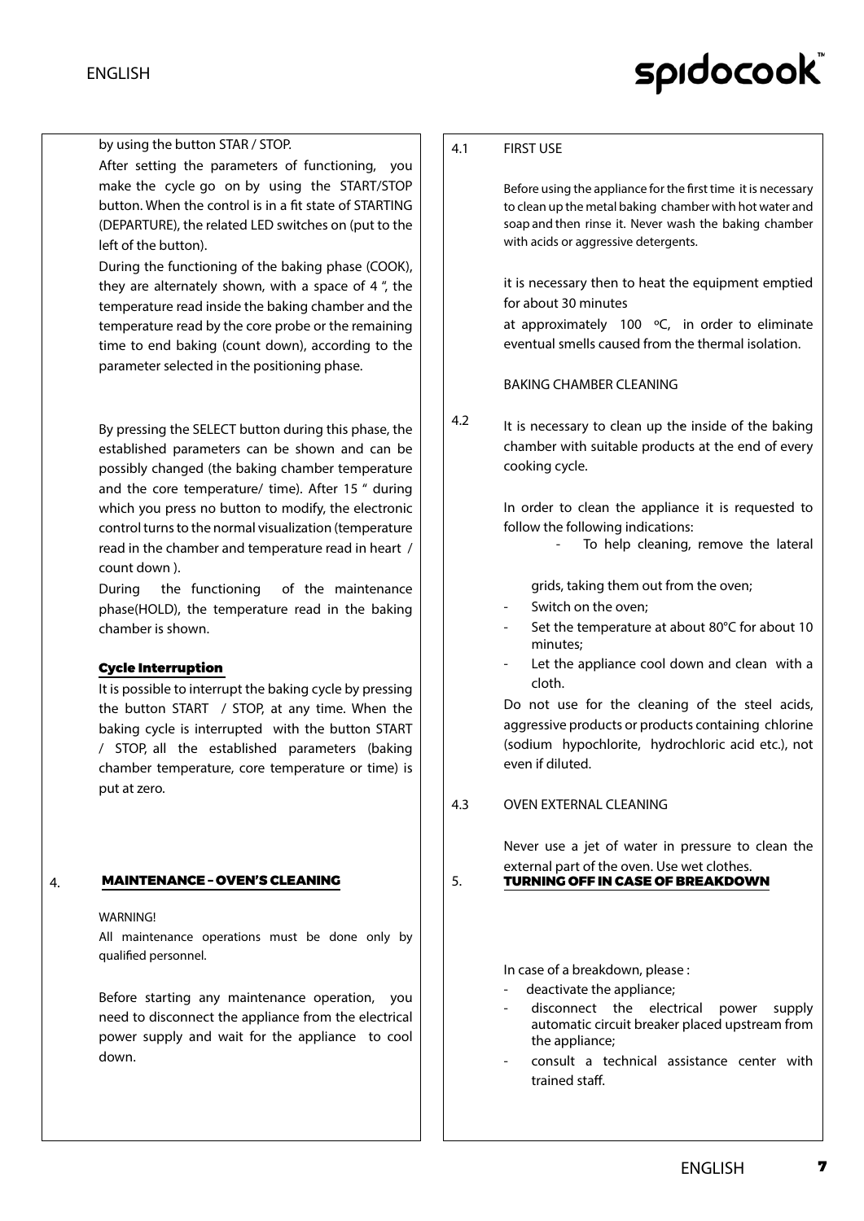by using the button STAR / STOP.

After setting the parameters of functioning, you make the cycle go on by using the START/STOP button. When the control is in a fit state of STARTING (DEPARTURE), the related LED switches on (put to the left of the button).

During the functioning of the baking phase (COOK), they are alternately shown, with a space of 4 ", the temperature read inside the baking chamber and the temperature read by the core probe or the remaining time to end baking (count down), according to the parameter selected in the positioning phase.

By pressing the SELECT button during this phase, the established parameters can be shown and can be possibly changed (the baking chamber temperature and the core temperature/ time). After 15 " during which you press no button to modify, the electronic control turns to the normal visualization (temperature read in the chamber and temperature read in heart / count down ).

During the functioning of the maintenance phase(HOLD), the temperature read in the baking chamber is shown.

**Cycle Interruption**

It is possible to interrupt the baking cycle by pressing the button START / STOP, at any time. When the baking cycle is interrupted with the button START / STOP, all the established parameters (baking chamber temperature, core temperature or time) is put at zero.

## 4. MAINTENANCE – OVEN'S CLEANING

WARNING!

All maintenance operations must be done only by qualified personnel.

Before starting any maintenance operation, you need to disconnect the appliance from the electrical power supply and wait for the appliance to cool down.

### 4.1 FIRST USE

Before using the appliance for the first time it is necessary to clean up the metal baking chamber with hot water and soap and then rinse it. Never wash the baking chamber with acids or aggressive detergents.

it is necessary then to heat the equipment emptied for about 30 minutes

at approximately 100 ºC, in order to eliminate eventual smells caused from the thermal isolation.

### 4.2 BAKING CHAMBER CLEANING

It is necessary to clean up the inside of the baking chamber with suitable products at the end of every cooking cycle.

In order to clean the appliance it is requested to follow the following indications:

- To help cleaning, remove the lateral grids, taking them out from the oven;
- Switch on the oven;
- Set the temperature at about 80°C for about 10 minutes;
- Let the appliance cool down and clean with a cloth.

Do not use for the cleaning of the steel acids, aggressive products or products containing chlorine (sodium hypochlorite, hydrochloric acid etc.), not even if diluted.

### 4.3 OVEN EXTERNAL CLEANING

Never use a jet of water in pressure to clean the external part of the oven. Use wet clothes.

## 5. TURNING OFF IN CASE OF BREAKDOWN

In case of a breakdown, please :

- deactivate the appliance;
- disconnect the electrical power supply automatic circuit breaker placed upstream from the appliance;
- consult a technical assistance center with trained staff.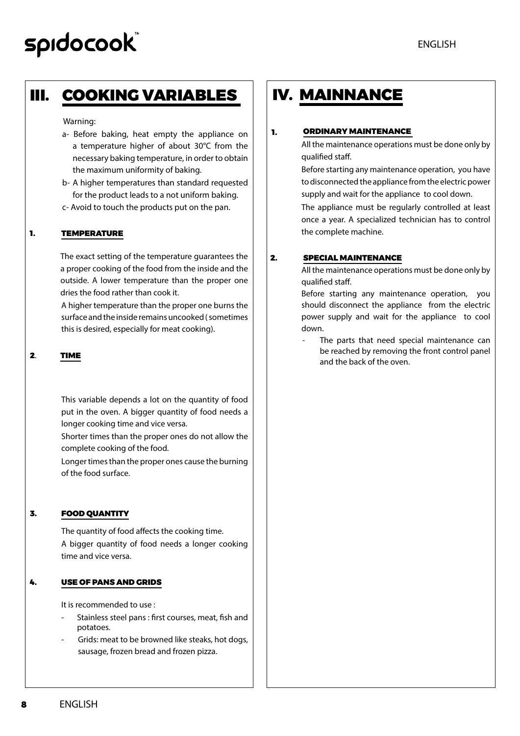## III. COOKING VARIABLES

Warning:

a- Before baking, heat empty the appliance on a temperature higher of about 30°C from the necessary baking temperature, in order to obtain the maximum uniformity of baking.

b- A higher temperatures than standard requested for the product leads to a not uniform baking.

c- Avoid to touch the products put on the pan.

### 1. TEMPERATURE

The exact setting of the temperature guarantees the a proper cooking of the food from the inside and the outside. A lower temperature than the proper one dries the food rather than cook it.

A higher temperature than the proper one burns the surface and the inside remains uncooked ( sometimes this is desired, especially for meat cooking).

### 2. TIME

This variable depends a lot on the quantity of food put in the oven. A bigger quantity of food needs a longer cooking time and vice versa.

Shorter times than the proper ones do not allow the complete cooking of the food.

Longer times than the proper ones cause the burning of the food surface.

### 3. FOOD QUANTITY

The quantity of food affects the cooking time.

A bigger quantity of food needs a longer cooking time and vice versa.

### 4. USE OF PANS AND GRIDS

It is recommended to use :

- Stainless steel pans : first courses, meat, fish and potatoes.
- Grids: meat to be browned like steaks, hot dogs, sausage, frozen bread and frozen pizza.

## IV. MAINNANCE

### 1. ORDINARY MAINTENANCE

All the maintenance operations must be done only by qualified staff.

Before starting any maintenance operation, you have to disconnected the appliance from the electric power supply and wait for the appliance to cool down.

The appliance must be regularly controlled at least once a year. A specialized technician has to control the complete machine.

### 2. SPECIAL MAINTENANCE

All the maintenance operations must be done only by qualified staff.

Before starting any maintenance operation, you should disconnect the appliance from the electric power supply and wait for the appliance to cool down.

- The parts that need special maintenance can be reached by removing the front control panel and the back of the oven.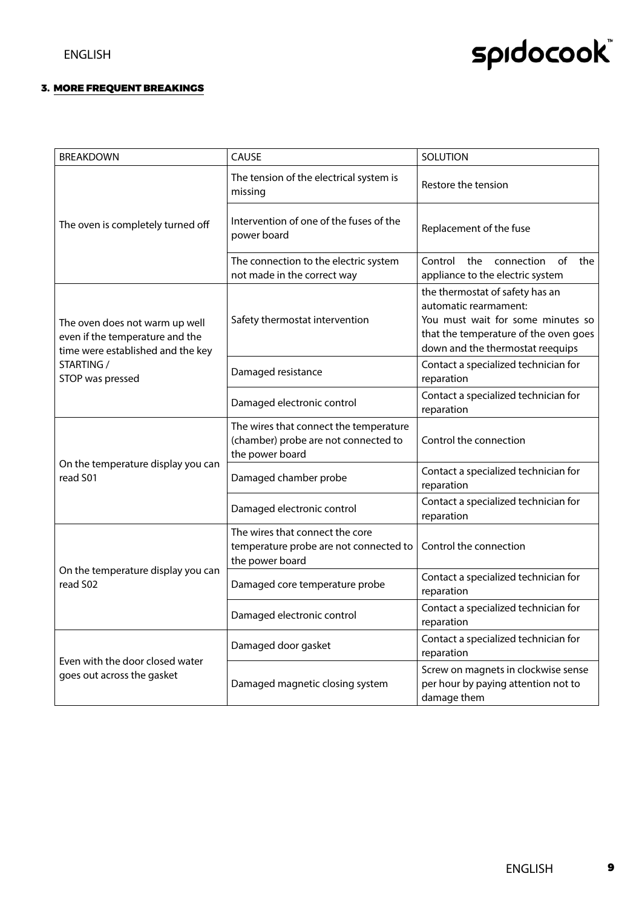### 3. MORE FREQUENT BREAKINGS

| BREAKDOWN | CAUSE | SOLUTION |
|---|---|---|
| The oven is completely turned off | The tension of the electrical system is missing | Restore the tension |
| | Intervention of one of the fuses of the power board | Replacement of the fuse |
| | The connection to the electric system not made in the correct way | Control the connection of the appliance to the electric system |
| The oven does not warm up well even if the temperature and the time were established and the key STARTING / STOP was pressed | Safety thermostat intervention | the thermostat of safety has an automatic rearmament: You must wait for some minutes so that the temperature of the oven goes down and the thermostat reequips |
| | Damaged resistance | Contact a specialized technician for reparation |
| | Damaged electronic control | Contact a specialized technician for reparation |
| On the temperature display you can read S01 | The wires that connect the temperature (chamber) probe are not connected to the power board | Control the connection |
| | Damaged chamber probe | Contact a specialized technician for reparation |
| | Damaged electronic control | Contact a specialized technician for reparation |
| On the temperature display you can read S02 | The wires that connect the core temperature probe are not connected to the power board | Control the connection |
| | Damaged core temperature probe | Contact a specialized technician for reparation |
| | Damaged electronic control | Contact a specialized technician for reparation |
| Even with the door closed water goes out across the gasket | Damaged door gasket | Contact a specialized technician for reparation |
| | Damaged magnetic closing system | Screw on magnets in clockwise sense per hour by paying attention not to damage them |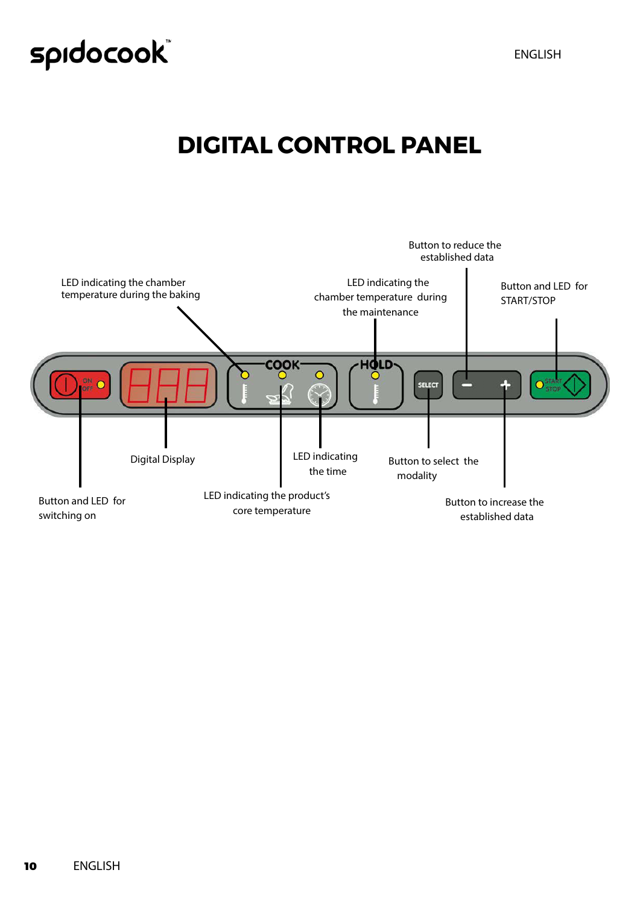# DIGITAL CONTROL PANEL

LED indicating the chamber temperature during the baking

LED indicating the chamber temperature during the maintenance

Button to reduce the established data

Button and LED for START/STOP

COOK

HOLD

SELECT

ON OFF

START STOP

Digital Display

LED indicating the time

Button to select the modality

Button and LED for switching on

LED indicating the product's core temperature

Button to increase the established data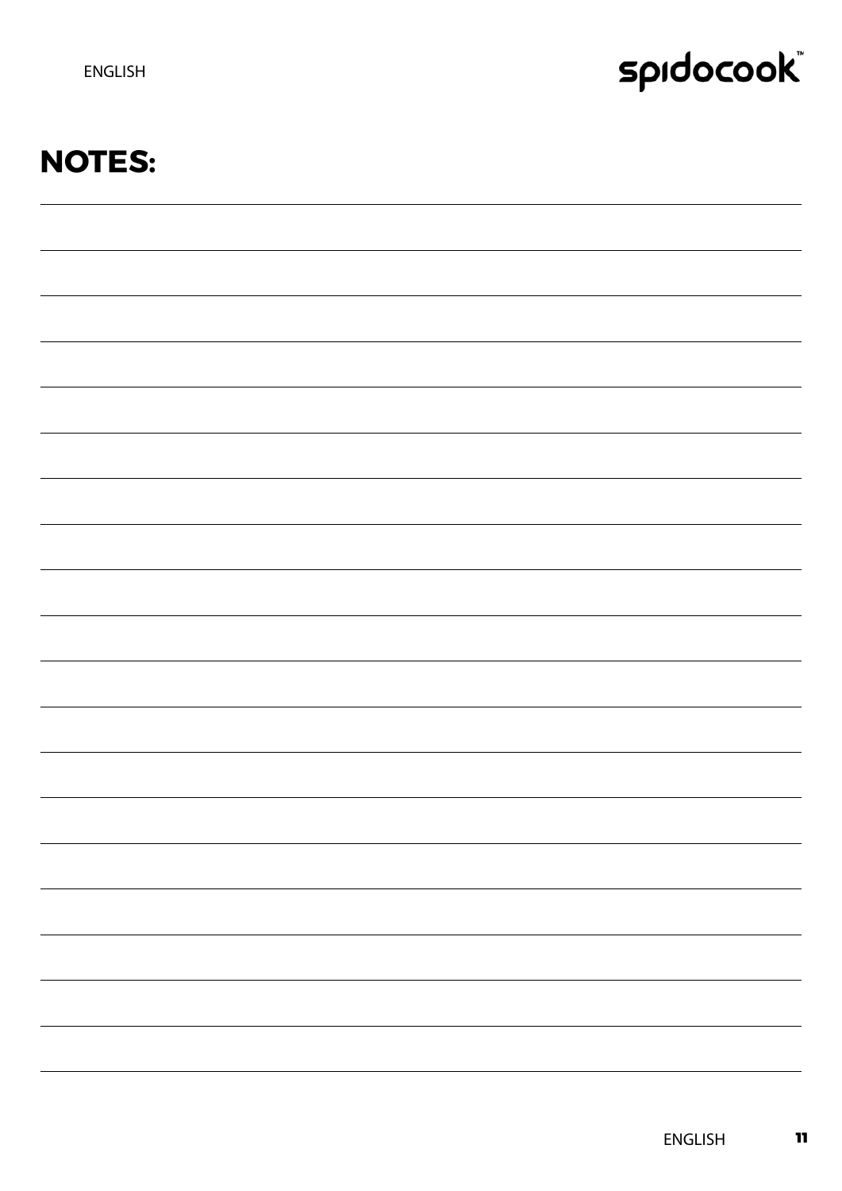## NOTES: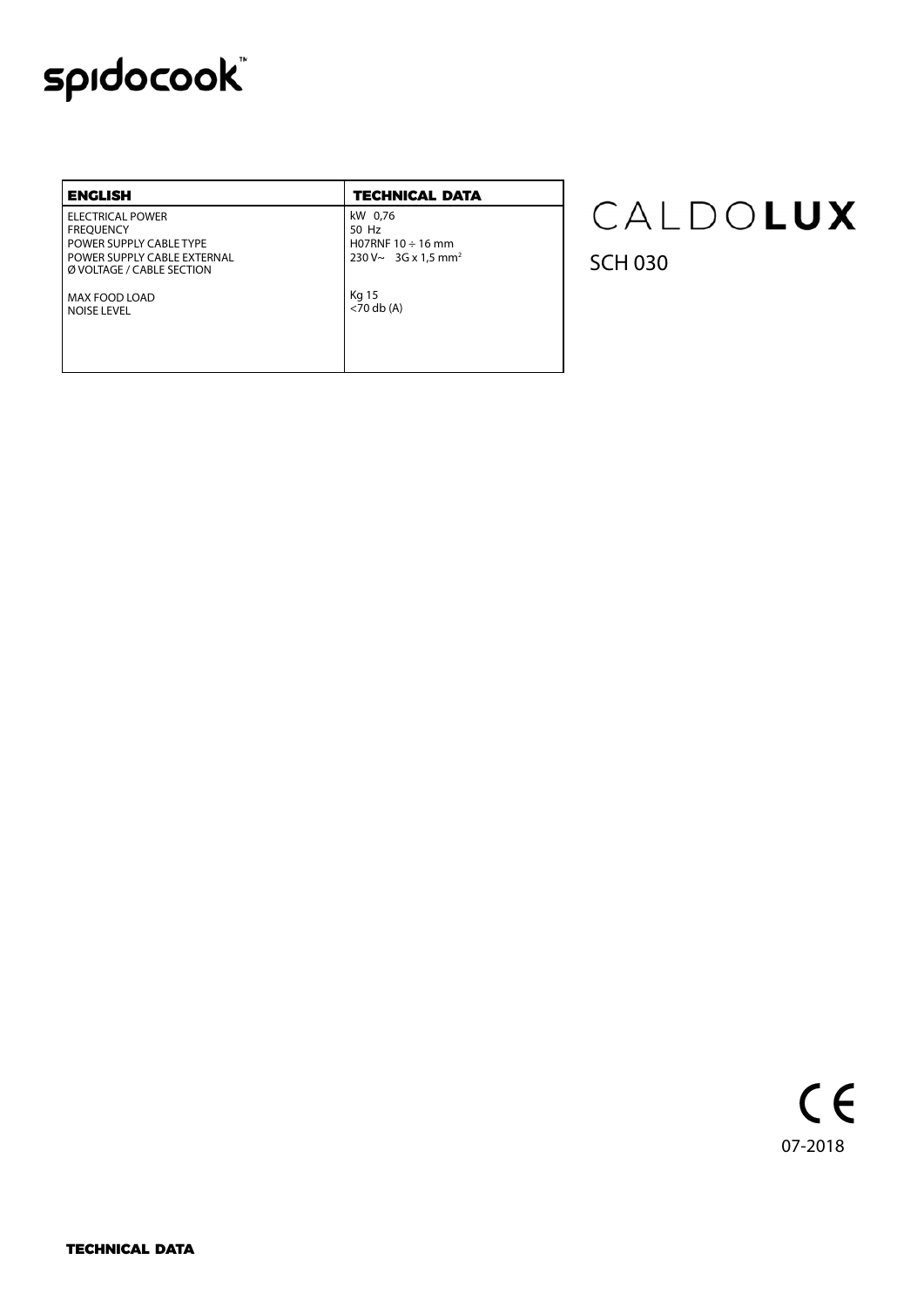spidocook™

| ENGLISH | TECHNICAL DATA |
|---|---|
| ELECTRICAL POWER | kW 0,76 |
| FREQUENCY | 50 Hz |
| POWER SUPPLY CABLE TYPE | H07RNF 10 ÷ 16 mm |
| POWER SUPPLY CABLE EXTERNAL Ø VOLTAGE / CABLE SECTION | 230 V~ 3G x 1,5 mm² |
| MAX FOOD LOAD | Kg 15 |
| NOISE LEVEL | <70 db (A) |

# CALDO**LUX**

SCH 030

CE

07-2018

**TECHNICAL DATA**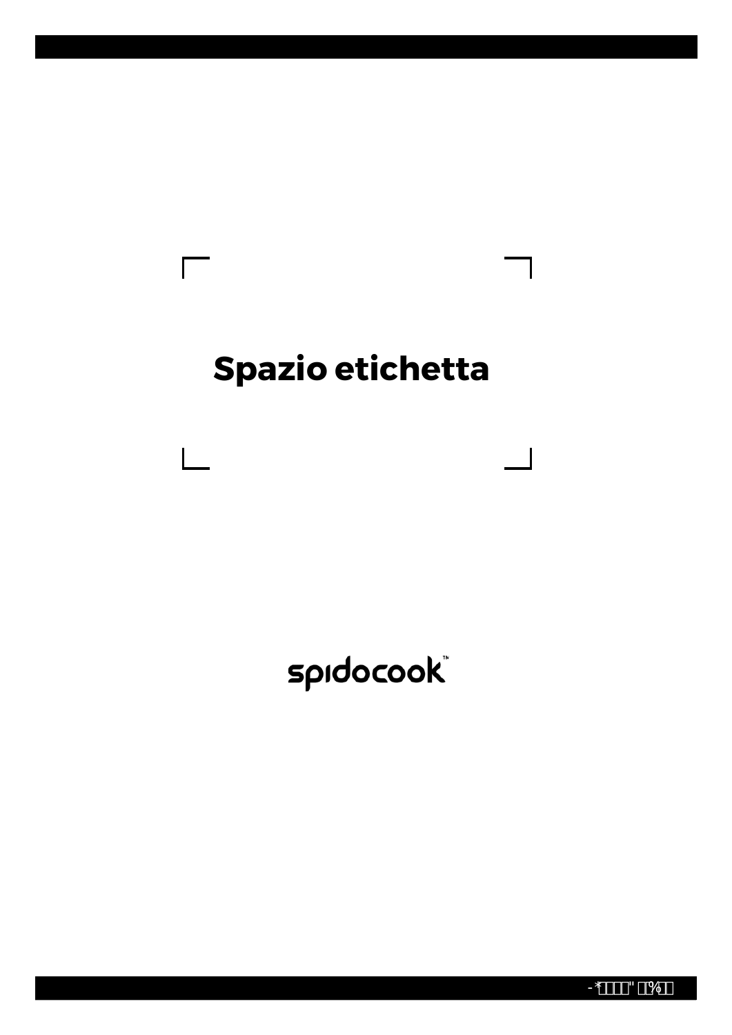Spazio etichetta

spidocook™